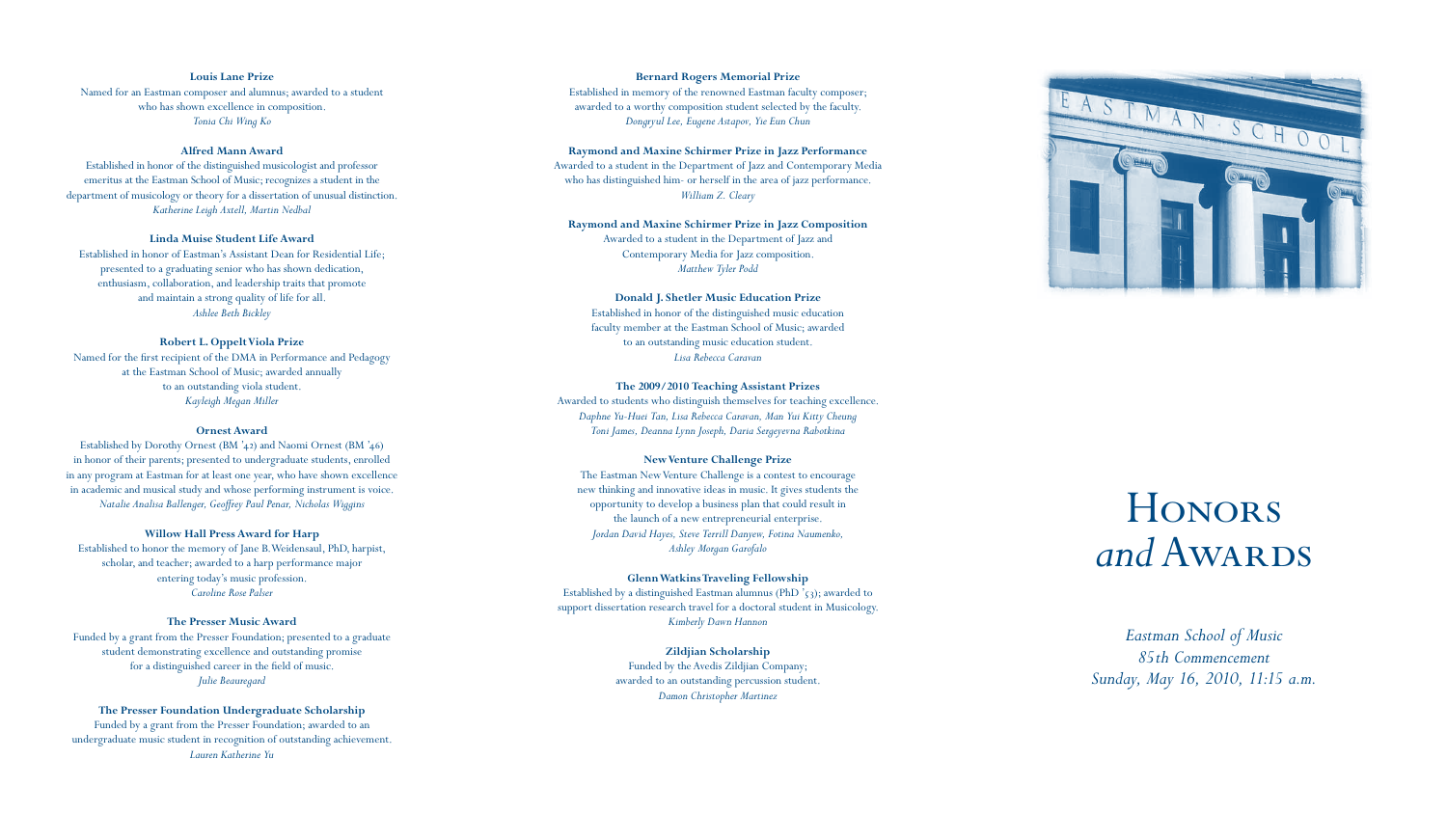**Louis Lane Prize**
Named for an Eastman composer and alumnus; awarded to a student who has shown excellence in composition.
*Tonia Chi Wing Ko*

**Alfred Mann Award**
Established in honor of the distinguished musicologist and professor emeritus at the Eastman School of Music; recognizes a student in the department of musicology or theory for a dissertation of unusual distinction.
*Katherine Leigh Axtell, Martin Nedbal*

**Linda Muise Student Life Award**
Established in honor of Eastman's Assistant Dean for Residential Life; presented to a graduating senior who has shown dedication, enthusiasm, collaboration, and leadership traits that promote and maintain a strong quality of life for all.
*Ashlee Beth Bickley*

**Robert L. Oppelt Viola Prize**
Named for the first recipient of the DMA in Performance and Pedagogy at the Eastman School of Music; awarded annually to an outstanding viola student.
*Kayleigh Megan Miller*

**Ornest Award**
Established by Dorothy Ornest (BM '42) and Naomi Ornest (BM '46) in honor of their parents; presented to undergraduate students, enrolled in any program at Eastman for at least one year, who have shown excellence in academic and musical study and whose performing instrument is voice.
*Natalie Analisa Ballenger, Geoffrey Paul Penar, Nicholas Wiggins*

**Willow Hall Press Award for Harp**
Established to honor the memory of Jane B. Weidensaul, PhD, harpist, scholar, and teacher; awarded to a harp performance major entering today's music profession.
*Caroline Rose Palser*

**The Presser Music Award**
Funded by a grant from the Presser Foundation; presented to a graduate student demonstrating excellence and outstanding promise for a distinguished career in the field of music.
*Julie Beauregard*

**The Presser Foundation Undergraduate Scholarship**
Funded by a grant from the Presser Foundation; awarded to an undergraduate music student in recognition of outstanding achievement.
*Lauren Katherine Yu*

**Bernard Rogers Memorial Prize**
Established in memory of the renowned Eastman faculty composer; awarded to a worthy composition student selected by the faculty.
*Dongryul Lee, Eugene Astapov, Yie Eun Chun*

**Raymond and Maxine Schirmer Prize in Jazz Performance**
Awarded to a student in the Department of Jazz and Contemporary Media who has distinguished him- or herself in the area of jazz performance.
*William Z. Cleary*

**Raymond and Maxine Schirmer Prize in Jazz Composition**
Awarded to a student in the Department of Jazz and Contemporary Media for Jazz composition.
*Matthew Tyler Podd*

**Donald J. Shetler Music Education Prize**
Established in honor of the distinguished music education faculty member at the Eastman School of Music; awarded to an outstanding music education student.
*Lisa Rebecca Caravan*

**The 2009/2010 Teaching Assistant Prizes**
Awarded to students who distinguish themselves for teaching excellence.
*Daphne Yu-Huei Tan, Lisa Rebecca Caravan, Man Yui Kitty Cheung*
*Toni James, Deanna Lynn Joseph, Daria Sergeyevna Rabotkina*

**New Venture Challenge Prize**
The Eastman New Venture Challenge is a contest to encourage new thinking and innovative ideas in music. It gives students the opportunity to develop a business plan that could result in the launch of a new entrepreneurial enterprise.
*Jordan David Hayes, Steve Terrill Danyew, Fotina Naumenko, Ashley Morgan Garofalo*

**Glenn Watkins Traveling Fellowship**
Established by a distinguished Eastman alumnus (PhD '53); awarded to support dissertation research travel for a doctoral student in Musicology.
*Kimberly Dawn Hannon*

**Zildjian Scholarship**
Funded by the Avedis Zildjian Company; awarded to an outstanding percussion student.
*Damon Christopher Martinez*

# Honors *and* Awards

*Eastman School of Music*
*85th Commencement*
*Sunday, May 16, 2010, 11:15 a.m.*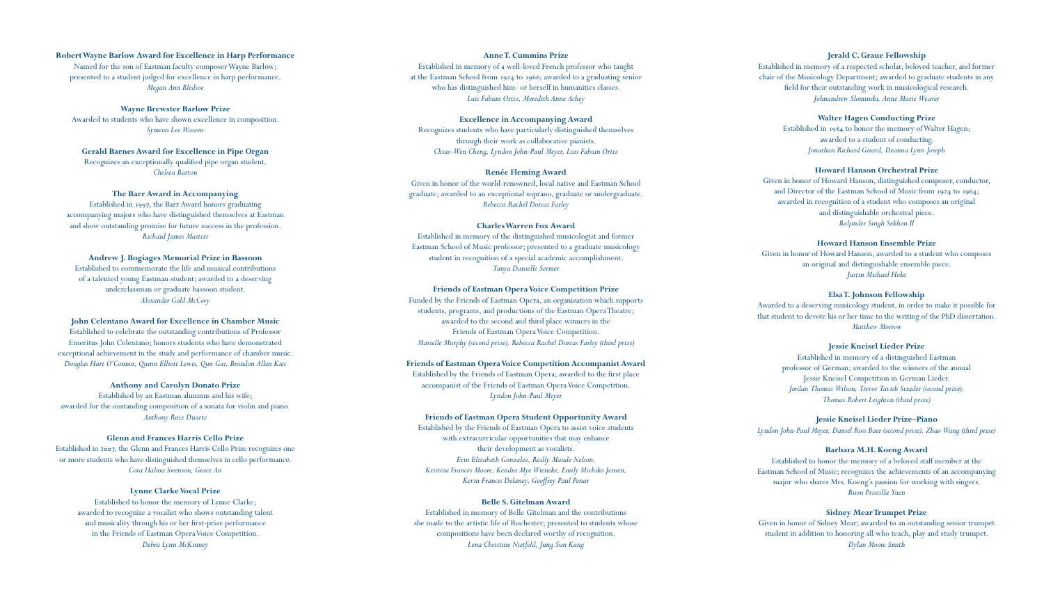**Robert Wayne Barlow Award for Excellence in Harp Performance**
Named for the son of Eastman faculty composer Wayne Barlow; presented to a student judged for excellence in harp performance.
*Megan Ann Bledsoe*

**Wayne Brewster Barlow Prize**
Awarded to students who have shown excellence in composition.
*Symeon Lee Waseen*

**Gerald Barnes Award for Excellence in Pipe Organ**
Recognizes an exceptionally qualified pipe organ student.
*Chelsea Barton*

**The Barr Award in Accompanying**
Established in 1997, the Barr Award honors graduating accompanying majors who have distinguished themselves at Eastman and show outstanding promise for future success in the profession.
*Richard James Masters*

**Andrew J. Bogiages Memorial Prize in Bassoon**
Established to commemorate the life and musical contributions of a talented young Eastman student; awarded to a deserving underclassman or graduate bassoon student.
*Alexander Gold McCory*

**John Celentano Award for Excellence in Chamber Music**
Established to celebrate the outstanding contributions of Professor Emeritus John Celentano; honors students who have demonstrated exceptional achievement in the study and performance of chamber music.
*Douglas Hart O'Connor, Quinn Elliott Lewis, Qun Gai, Brandon Allen Kies*

**Anthony and Carolyn Donato Prize**
Established by an Eastman alumnus and his wife; awarded for the oustanding composition of a sonata for violin and piano.
*Anthony Ruiz Duarte*

**Glenn and Frances Harris Cello Prize**
Established in 2007, the Glenn and Frances Harris Cello Prize recognizes one or more students who have distinguished themselves in cello performance.
*Cora Halma Swenson, Grace An*

**Lynne Clarke Vocal Prize**
Established to honor the memory of Lynne Clarke; awarded to recognize a vocalist who shows outstanding talent and musicality through his or her first-prize performance in the Friends of Eastman Opera Voice Competition.
*Debra Lynn McKinney*

**Anne T. Cummins Prize**
Established in memory of a well-loved French professor who taught at the Eastman School from 1924 to 1966; awarded to a graduating senior who has distinguished him- or herself in humanities classes.
*Luis Fabian Ortiz, Meredith Anne Achey*

**Excellence in Accompanying Award**
Recognizes students who have particularly distinguished themselves through their work as collaborative pianists.
*Chiao-Wen Cheng, Lyndon John-Paul Meyer, Luis Fabian Ortiz*

**Renée Fleming Award**
Given in honor of the world-renowned, local native and Eastman School graduate; awarded to an exceptional soprano, graduate or undergraduate.
*Rebecca Rachel Dorcas Farley*

**Charles Warren Fox Award**
Established in memory of the distinguished musicologist and former Eastman School of Music professor; presented to a graduate musicology student in recognition of a special academic accomplishment.
*Tanya Danielle Sermer*

**Friends of Eastman Opera Voice Competition Prize**
Funded by the Friends of Eastman Opera, an organization which supports students, programs, and productions of the Eastman Opera Theatre; awarded to the second and third place winners in the Friends of Eastman Opera Voice Competition.
*Marielle Murphy (second prize), Rebecca Rachel Dorcas Farley (third prize)*

**Friends of Eastman Opera Voice Competition Accompanist Award**
Established by the Friends of Eastman Opera; awarded to the first place accompanist of the Friends of Eastman Opera Voice Competition.
*Lyndon John-Paul Meyer*

**Friends of Eastman Opera Student Opportunity Award**
Established by the Friends of Eastman Opera to assist voice students with extracurricular opportunities that may enhance their development as vocalists.
*Erin Elizabeth Gonzalez, Reilly Maude Nelson, Kristine Frances Moore, Kendra Mye Wieneke, Emily Michiko Jensen, Kevin Francis Delaney, Geoffrey Paul Penar*

**Belle S. Gitelman Award**
Established in memory of Belle Gitelman and the contributions she made to the artistic life of Rochester; presented to students whose compositions have been declared worthy of recognition.
*Lena Christine Nietfeld, Jung Sun Kang*

**Jerald C. Graue Fellowship**
Established in memory of a respected scholar, beloved teacher, and former chair of the Musicology Department; awarded to graduate students in any field for their outstanding work in musicological research.
*Johnandrew Slominski, Anne Marie Weaver*

**Walter Hagen Conducting Prize**
Established in 1984 to honor the memory of Walter Hagen; awarded to a student of conducting.
*Jonathan Richard Girard, Deanna Lynn Joseph*

**Howard Hanson Orchestral Prize**
Given in honor of Howard Hanson, distinguished composer, conductor, and Director of the Eastman School of Music from 1924 to 1964; awarded in recognition of a student who composes an original and distinguishable orchestral piece.
*Baljinder Singh Sekhon II*

**Howard Hanson Ensemble Prize**
Given in honor of Howard Hanson, awarded to a student who composes an original and distinguishable ensemble piece.
*Justin Michael Hoke*

**Elsa T. Johnson Fellowship**
Awarded to a deserving musicology student, in order to make it possible for that student to devote his or her time to the writing of the PhD dissertation.
*Matthew Morrow*

**Jessie Kneisel Lieder Prize**
Established in memory of a distinguished Eastman professor of German; awarded to the winners of the annual Jessie Kneisel Competition in German Lieder.
*Jordan Thomas Wilson, Trevor Tavish Strader (second prize), Thomas Robert Leighton (third prize)*

**Jessie Kneisel Lieder Prize–Piano**
*Lyndon John-Paul Meyer, Daniel Ross Baer (second prize), Zhao Wang (third prize)*

**Barbara M.H. Koeng Award**
Established to honor the memory of a beloved staff member at the Eastman School of Music; recognizes the achievements of an accompanying major who shares Mrs. Koeng's passion for working with singers.
*Ruon Priscilla Yuen*

**Sidney Mear Trumpet Prize**
Given in honor of Sidney Mear; awarded to an outstanding senior trumpet student in addition to honoring all who teach, play and study trumpet.
*Dylan Moore Smith*